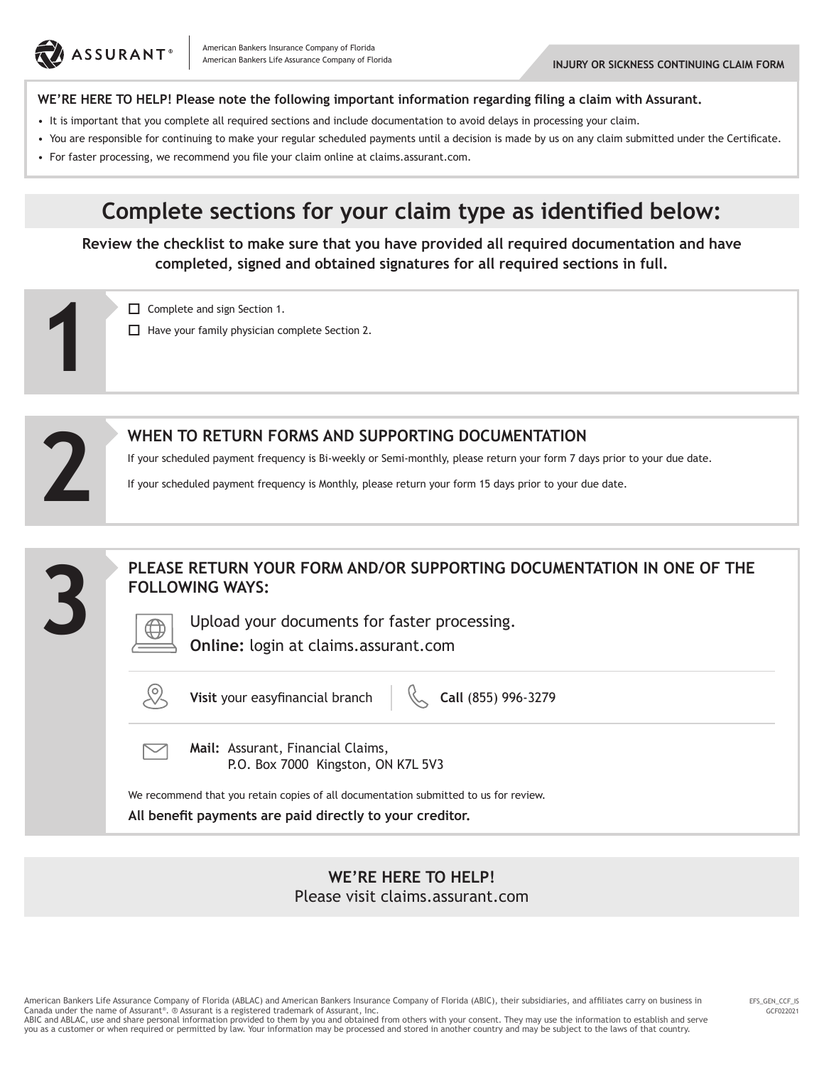ASSURANT®

American Bankers Insurance Company of Florida
American Bankers Life Assurance Company of Florida

**INJURY OR SICKNESS CONTINUING CLAIM FORM**

**WE'RE HERE TO HELP! Please note the following important information regarding filing a claim with Assurant.**

- It is important that you complete all required sections and include documentation to avoid delays in processing your claim.
- You are responsible for continuing to make your regular scheduled payments until a decision is made by us on any claim submitted under the Certificate.
- For faster processing, we recommend you file your claim online at claims.assurant.com.

# Complete sections for your claim type as identified below:

**Review the checklist to make sure that you have provided all required documentation and have completed, signed and obtained signatures for all required sections in full.**

## 1

- ☐ Complete and sign Section 1.
- ☐ Have your family physician complete Section 2.

## 2

### WHEN TO RETURN FORMS AND SUPPORTING DOCUMENTATION

If your scheduled payment frequency is Bi-weekly or Semi-monthly, please return your form 7 days prior to your due date.

If your scheduled payment frequency is Monthly, please return your form 15 days prior to your due date.

## 3

### PLEASE RETURN YOUR FORM AND/OR SUPPORTING DOCUMENTATION IN ONE OF THE FOLLOWING WAYS:

Upload your documents for faster processing.
**Online:** login at claims.assurant.com

**Visit** your easyfinancial branch

**Call** (855) 996-3279

**Mail:** Assurant, Financial Claims,
P.O. Box 7000 Kingston, ON K7L 5V3

We recommend that you retain copies of all documentation submitted to us for review.

**All benefit payments are paid directly to your creditor.**

**WE'RE HERE TO HELP!**
Please visit claims.assurant.com

American Bankers Life Assurance Company of Florida (ABLAC) and American Bankers Insurance Company of Florida (ABIC), their subsidiaries, and affiliates carry on business in Canada under the name of Assurant®. ® Assurant is a registered trademark of Assurant, Inc.
ABIC and ABLAC, use and share personal information provided to them by you and obtained from others with your consent. They may use the information to establish and serve you as a customer or when required or permitted by law. Your information may be processed and stored in another country and may be subject to the laws of that country.

EFS_GEN_CCF_IS
GCF022021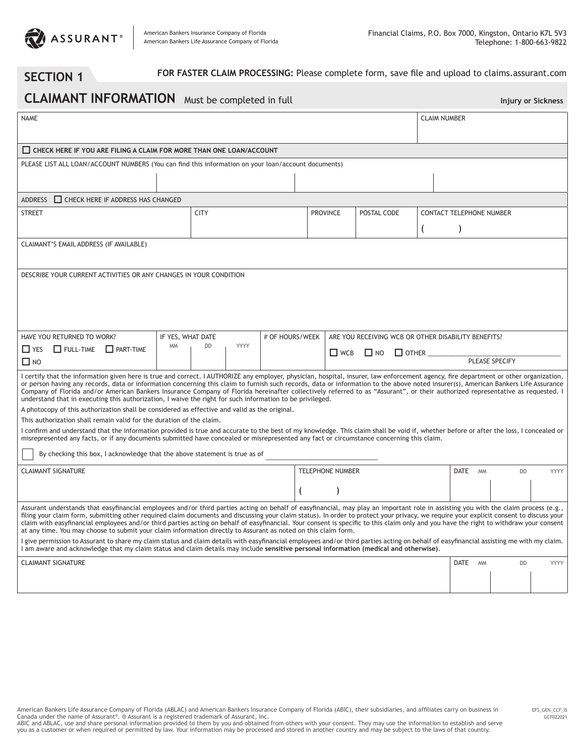ASSURANT®

American Bankers Insurance Company of Florida
American Bankers Life Assurance Company of Florida

Financial Claims, P.O. Box 7000, Kingston, Ontario K7L 5V3
Telephone: 1-800-663-9822

## SECTION 1

**FOR FASTER CLAIM PROCESSING:** Please complete form, save file and upload to claims.assurant.com

## CLAIMANT INFORMATION Must be completed in full

**Injury or Sickness**

| NAME | CLAIM NUMBER |
|---|---|
| | |

☐ **CHECK HERE IF YOU ARE FILING A CLAIM FOR MORE THAN ONE LOAN/ACCOUNT**

PLEASE LIST ALL LOAN/ACCOUNT NUMBERS (You can find this information on your loan/account documents)

| | | | |
|---|---|---|---|
| | | | |

ADDRESS ☐ CHECK HERE IF ADDRESS HAS CHANGED

| STREET | CITY | PROVINCE | POSTAL CODE | CONTACT TELEPHONE NUMBER |
|---|---|---|---|---|
| | | | | ( ) |

CLAIMANT'S EMAIL ADDRESS (IF AVAILABLE)

DESCRIBE YOUR CURRENT ACTIVITIES OR ANY CHANGES IN YOUR CONDITION

| HAVE YOU RETURNED TO WORK? | IF YES, WHAT DATE | # OF HOURS/WEEK | ARE YOU RECEIVING WCB OR OTHER DISABILITY BENEFITS? |
|---|---|---|---|
| ☐ YES ☐ FULL-TIME ☐ PART-TIME ☐ NO | MM DD YYYY | | ☐ WCB ☐ NO ☐ OTHER ______ PLEASE SPECIFY |

I certify that the information given here is true and correct. I AUTHORIZE any employer, physician, hospital, insurer, law enforcement agency, fire department or other organization, or person having any records, data or information concerning this claim to furnish such records, data or information to the above noted insurer(s), American Bankers Life Assurance Company of Florida and/or American Bankers Insurance Company of Florida hereinafter collectively referred to as "Assurant", or their authorized representative as requested. I understand that in executing this authorization, I waive the right for such information to be privileged.

A photocopy of this authorization shall be considered as effective and valid as the original.

This authorization shall remain valid for the duration of the claim.

I confirm and understand that the information provided is true and accurate to the best of my knowledge. This claim shall be void if, whether before or after the loss, I concealed or misrepresented any facts, or if any documents submitted have concealed or misrepresented any fact or circumstance concerning this claim.

☐ By checking this box, I acknowledge that the above statement is true as of ______________

| CLAIMANT SIGNATURE | TELEPHONE NUMBER | DATE MM DD YYYY |
|---|---|---|
| | ( ) | |

Assurant understands that easyfinancial employees and/or third parties acting on behalf of easyfinancial, may play an important role in assisting you with the claim process (e.g., filing your claim form, submitting other required claim documents and discussing your claim status). In order to protect your privacy, we require your explicit consent to discuss your claim with easyfinancial employees and/or third parties acting on behalf of easyfinancial. Your consent is specific to this claim only and you have the right to withdraw your consent at any time. You may choose to submit your claim information directly to Assurant as noted on this claim form.

I give permission to Assurant to share my claim status and claim details with easyfinancial employees and/or third parties acting on behalf of easyfinancial assisting me with my claim. I am aware and acknowledge that my claim status and claim details may include **sensitive personal information (medical and otherwise)**.

| CLAIMANT SIGNATURE | DATE MM DD YYYY |
|---|---|
| | |

American Bankers Life Assurance Company of Florida (ABLAC) and American Bankers Insurance Company of Florida (ABIC), their subsidiaries, and affiliates carry on business in Canada under the name of Assurant®. ® Assurant is a registered trademark of Assurant, Inc.
ABIC and ABLAC, use and share personal information provided to them by you and obtained from others with your consent. They may use the information to establish and serve you as a customer or when required or permitted by law. Your information may be processed and stored in another country and may be subject to the laws of that country.

EFS_GEN_CCF_IS
GCF022021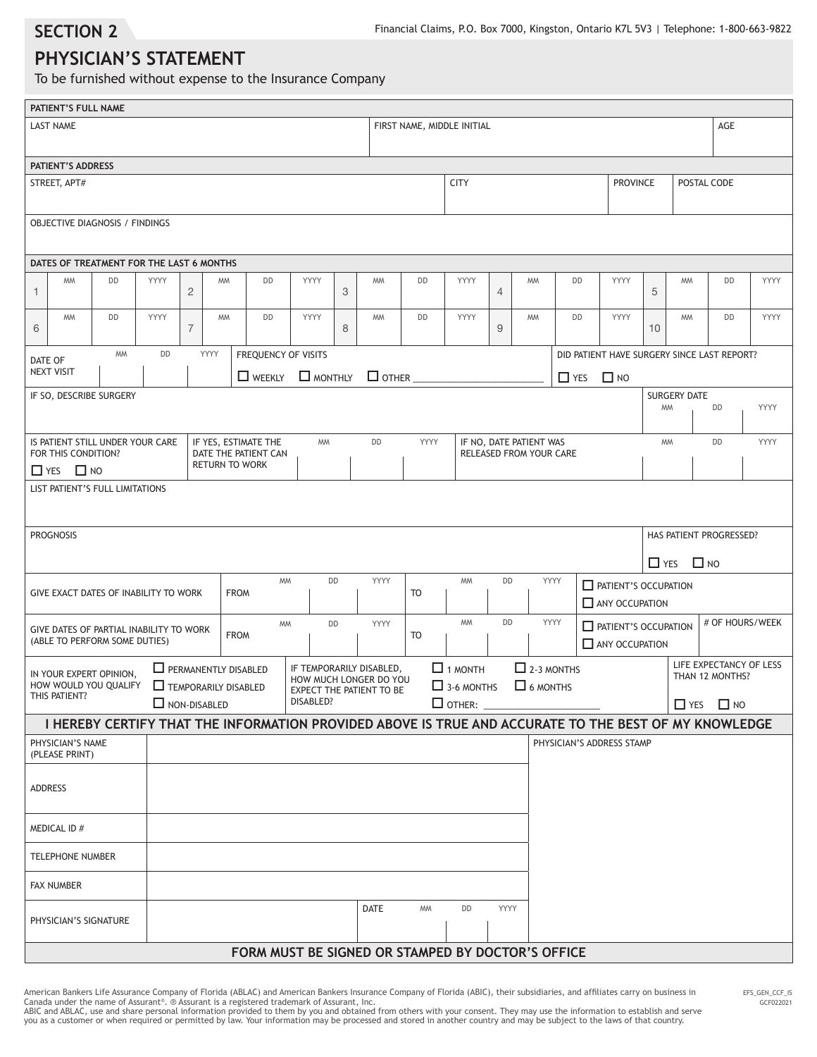## SECTION 2

Financial Claims, P.O. Box 7000, Kingston, Ontario K7L 5V3 | Telephone: 1-800-663-9822

# PHYSICIAN'S STATEMENT

To be furnished without expense to the Insurance Company

**PATIENT'S FULL NAME**

| LAST NAME | FIRST NAME, MIDDLE INITIAL | AGE |
|---|---|---|
| | | |

**PATIENT'S ADDRESS**

| STREET, APT# | CITY | PROVINCE | POSTAL CODE |
|---|---|---|---|
| | | | |

OBJECTIVE DIAGNOSIS / FINDINGS

**DATES OF TREATMENT FOR THE LAST 6 MONTHS**

| | MM | DD | YYYY | | MM | DD | YYYY | | MM | DD | YYYY | | MM | DD | YYYY | | MM | DD | YYYY |
|---|---|---|---|---|---|---|---|---|---|---|---|---|---|---|---|---|---|---|---|
| 1 | | | | 2 | | | | 3 | | | | 4 | | | | 5 | | | |
| 6 | | | | 7 | | | | 8 | | | | 9 | | | | 10 | | | |

DATE OF NEXT VISIT MM DD YYYY

FREQUENCY OF VISITS ☐ WEEKLY ☐ MONTHLY ☐ OTHER ___________________

DID PATIENT HAVE SURGERY SINCE LAST REPORT? ☐ YES ☐ NO

IF SO, DESCRIBE SURGERY

SURGERY DATE MM DD YYYY

IS PATIENT STILL UNDER YOUR CARE FOR THIS CONDITION? ☐ YES ☐ NO

IF YES, ESTIMATE THE DATE THE PATIENT CAN RETURN TO WORK MM DD YYYY

IF NO, DATE PATIENT WAS RELEASED FROM YOUR CARE MM DD YYYY

LIST PATIENT'S FULL LIMITATIONS

PROGNOSIS

HAS PATIENT PROGRESSED? ☐ YES ☐ NO

GIVE EXACT DATES OF INABILITY TO WORK FROM MM DD YYYY TO MM DD YYYY ☐ PATIENT'S OCCUPATION ☐ ANY OCCUPATION

GIVE DATES OF PARTIAL INABILITY TO WORK (ABLE TO PERFORM SOME DUTIES) FROM MM DD YYYY TO MM DD YYYY ☐ PATIENT'S OCCUPATION ☐ ANY OCCUPATION # OF HOURS/WEEK

IN YOUR EXPERT OPINION, HOW WOULD YOU QUALIFY THIS PATIENT? ☐ PERMANENTLY DISABLED ☐ TEMPORARILY DISABLED ☐ NON-DISABLED

IF TEMPORARILY DISABLED, HOW MUCH LONGER DO YOU EXPECT THE PATIENT TO BE DISABLED? ☐ 1 MONTH ☐ 2-3 MONTHS ☐ 3-6 MONTHS ☐ 6 MONTHS ☐ OTHER: ___________________

LIFE EXPECTANCY OF LESS THAN 12 MONTHS? ☐ YES ☐ NO

**I HEREBY CERTIFY THAT THE INFORMATION PROVIDED ABOVE IS TRUE AND ACCURATE TO THE BEST OF MY KNOWLEDGE**

| | | |
|---|---|---|
| PHYSICIAN'S NAME (PLEASE PRINT) | | PHYSICIAN'S ADDRESS STAMP |
| ADDRESS | | |
| MEDICAL ID # | | |
| TELEPHONE NUMBER | | |
| FAX NUMBER | | |
| PHYSICIAN'S SIGNATURE | DATE MM DD YYYY | |

**FORM MUST BE SIGNED OR STAMPED BY DOCTOR'S OFFICE**

American Bankers Life Assurance Company of Florida (ABLAC) and American Bankers Insurance Company of Florida (ABIC), their subsidiaries, and affiliates carry on business in Canada under the name of Assurant®. ® Assurant is a registered trademark of Assurant, Inc.
ABIC and ABLAC, use and share personal information provided to them by you and obtained from others with your consent. They may use the information to establish and serve you as a customer or when required or permitted by law. Your information may be processed and stored in another country and may be subject to the laws of that country.

EFS_GEN_CCF_IS
GCF022021